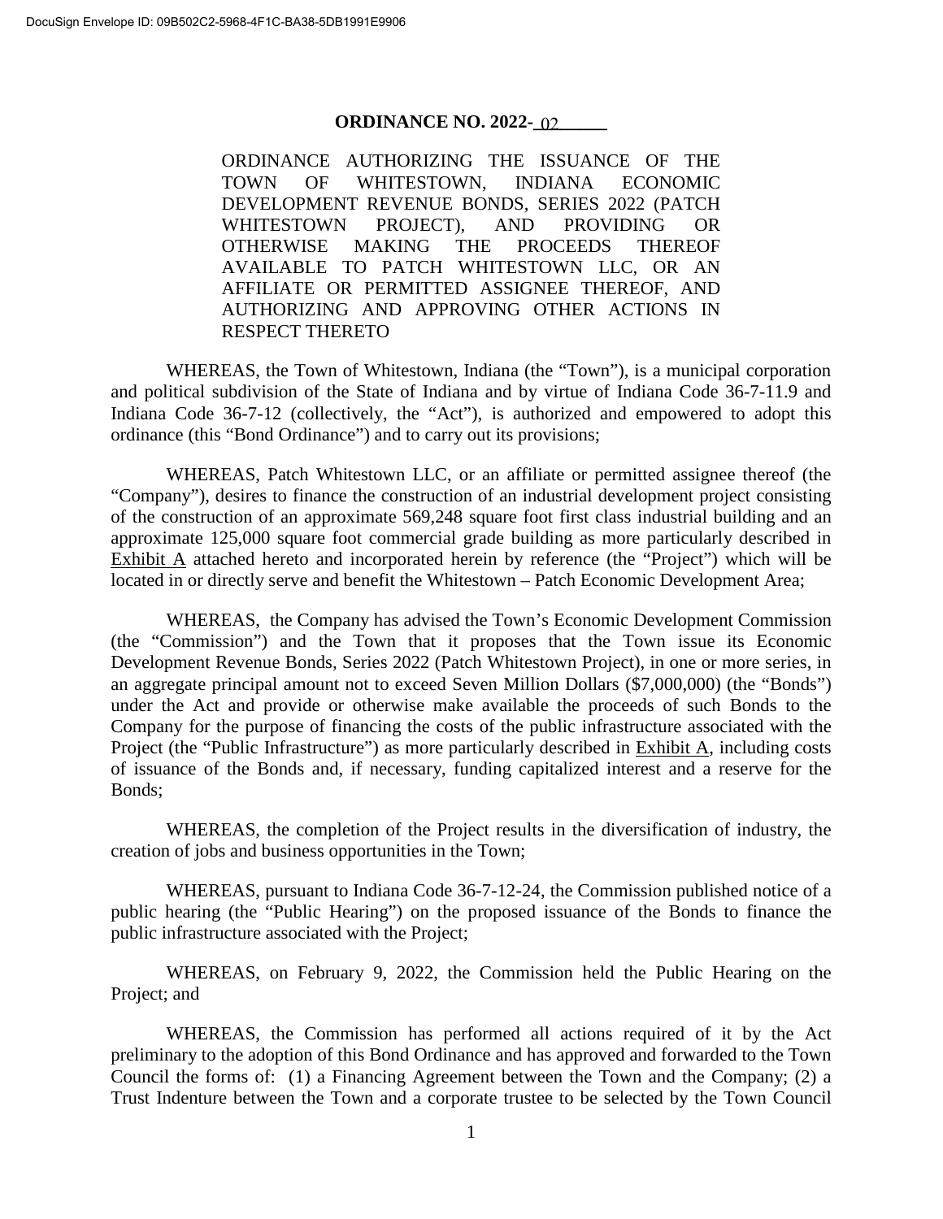# ORDINANCE NO. 2022-02

ORDINANCE AUTHORIZING THE ISSUANCE OF THE TOWN OF WHITESTOWN, INDIANA ECONOMIC DEVELOPMENT REVENUE BONDS, SERIES 2022 (PATCH WHITESTOWN PROJECT), AND PROVIDING OR OTHERWISE MAKING THE PROCEEDS THEREOF AVAILABLE TO PATCH WHITESTOWN LLC, OR AN AFFILIATE OR PERMITTED ASSIGNEE THEREOF, AND AUTHORIZING AND APPROVING OTHER ACTIONS IN RESPECT THERETO

WHEREAS, the Town of Whitestown, Indiana (the "Town"), is a municipal corporation and political subdivision of the State of Indiana and by virtue of Indiana Code 36-7-11.9 and Indiana Code 36-7-12 (collectively, the "Act"), is authorized and empowered to adopt this ordinance (this "Bond Ordinance") and to carry out its provisions;

WHEREAS, Patch Whitestown LLC, or an affiliate or permitted assignee thereof (the "Company"), desires to finance the construction of an industrial development project consisting of the construction of an approximate 569,248 square foot first class industrial building and an approximate 125,000 square foot commercial grade building as more particularly described in Exhibit A attached hereto and incorporated herein by reference (the "Project") which will be located in or directly serve and benefit the Whitestown – Patch Economic Development Area;

WHEREAS, the Company has advised the Town's Economic Development Commission (the "Commission") and the Town that it proposes that the Town issue its Economic Development Revenue Bonds, Series 2022 (Patch Whitestown Project), in one or more series, in an aggregate principal amount not to exceed Seven Million Dollars ($7,000,000) (the "Bonds") under the Act and provide or otherwise make available the proceeds of such Bonds to the Company for the purpose of financing the costs of the public infrastructure associated with the Project (the "Public Infrastructure") as more particularly described in Exhibit A, including costs of issuance of the Bonds and, if necessary, funding capitalized interest and a reserve for the Bonds;

WHEREAS, the completion of the Project results in the diversification of industry, the creation of jobs and business opportunities in the Town;

WHEREAS, pursuant to Indiana Code 36-7-12-24, the Commission published notice of a public hearing (the "Public Hearing") on the proposed issuance of the Bonds to finance the public infrastructure associated with the Project;

WHEREAS, on February 9, 2022, the Commission held the Public Hearing on the Project; and

WHEREAS, the Commission has performed all actions required of it by the Act preliminary to the adoption of this Bond Ordinance and has approved and forwarded to the Town Council the forms of: (1) a Financing Agreement between the Town and the Company; (2) a Trust Indenture between the Town and a corporate trustee to be selected by the Town Council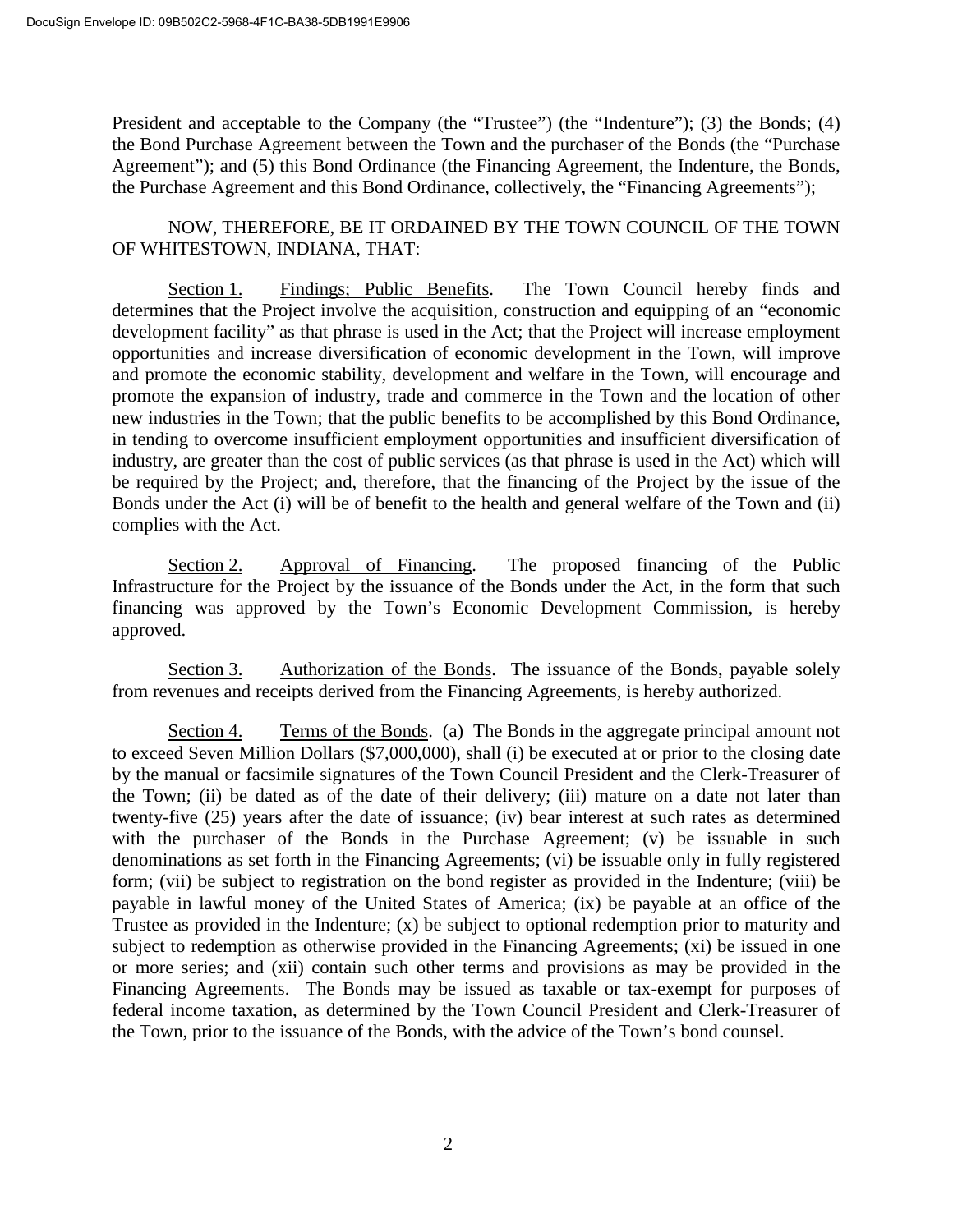President and acceptable to the Company (the "Trustee") (the "Indenture"); (3) the Bonds; (4) the Bond Purchase Agreement between the Town and the purchaser of the Bonds (the "Purchase Agreement"); and (5) this Bond Ordinance (the Financing Agreement, the Indenture, the Bonds, the Purchase Agreement and this Bond Ordinance, collectively, the "Financing Agreements");

NOW, THEREFORE, BE IT ORDAINED BY THE TOWN COUNCIL OF THE TOWN OF WHITESTOWN, INDIANA, THAT:

Section 1. Findings; Public Benefits. The Town Council hereby finds and determines that the Project involve the acquisition, construction and equipping of an "economic development facility" as that phrase is used in the Act; that the Project will increase employment opportunities and increase diversification of economic development in the Town, will improve and promote the economic stability, development and welfare in the Town, will encourage and promote the expansion of industry, trade and commerce in the Town and the location of other new industries in the Town; that the public benefits to be accomplished by this Bond Ordinance, in tending to overcome insufficient employment opportunities and insufficient diversification of industry, are greater than the cost of public services (as that phrase is used in the Act) which will be required by the Project; and, therefore, that the financing of the Project by the issue of the Bonds under the Act (i) will be of benefit to the health and general welfare of the Town and (ii) complies with the Act.

Section 2. Approval of Financing. The proposed financing of the Public Infrastructure for the Project by the issuance of the Bonds under the Act, in the form that such financing was approved by the Town's Economic Development Commission, is hereby approved.

Section 3. Authorization of the Bonds. The issuance of the Bonds, payable solely from revenues and receipts derived from the Financing Agreements, is hereby authorized.

Section 4. Terms of the Bonds. (a) The Bonds in the aggregate principal amount not to exceed Seven Million Dollars ($7,000,000), shall (i) be executed at or prior to the closing date by the manual or facsimile signatures of the Town Council President and the Clerk-Treasurer of the Town; (ii) be dated as of the date of their delivery; (iii) mature on a date not later than twenty-five (25) years after the date of issuance; (iv) bear interest at such rates as determined with the purchaser of the Bonds in the Purchase Agreement; (v) be issuable in such denominations as set forth in the Financing Agreements; (vi) be issuable only in fully registered form; (vii) be subject to registration on the bond register as provided in the Indenture; (viii) be payable in lawful money of the United States of America; (ix) be payable at an office of the Trustee as provided in the Indenture; (x) be subject to optional redemption prior to maturity and subject to redemption as otherwise provided in the Financing Agreements; (xi) be issued in one or more series; and (xii) contain such other terms and provisions as may be provided in the Financing Agreements. The Bonds may be issued as taxable or tax-exempt for purposes of federal income taxation, as determined by the Town Council President and Clerk-Treasurer of the Town, prior to the issuance of the Bonds, with the advice of the Town's bond counsel.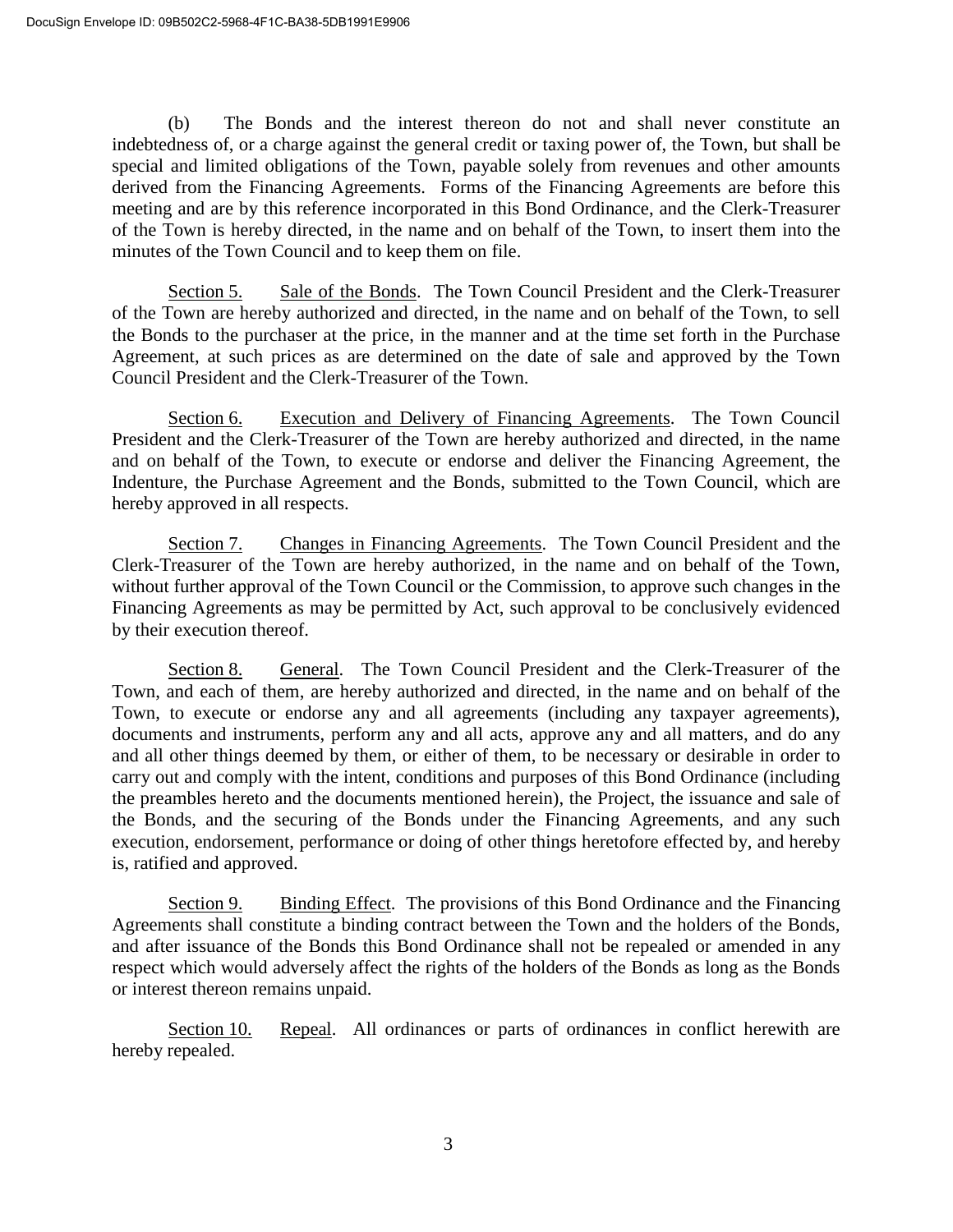(b) The Bonds and the interest thereon do not and shall never constitute an indebtedness of, or a charge against the general credit or taxing power of, the Town, but shall be special and limited obligations of the Town, payable solely from revenues and other amounts derived from the Financing Agreements. Forms of the Financing Agreements are before this meeting and are by this reference incorporated in this Bond Ordinance, and the Clerk-Treasurer of the Town is hereby directed, in the name and on behalf of the Town, to insert them into the minutes of the Town Council and to keep them on file.

Section 5. Sale of the Bonds. The Town Council President and the Clerk-Treasurer of the Town are hereby authorized and directed, in the name and on behalf of the Town, to sell the Bonds to the purchaser at the price, in the manner and at the time set forth in the Purchase Agreement, at such prices as are determined on the date of sale and approved by the Town Council President and the Clerk-Treasurer of the Town.

Section 6. Execution and Delivery of Financing Agreements. The Town Council President and the Clerk-Treasurer of the Town are hereby authorized and directed, in the name and on behalf of the Town, to execute or endorse and deliver the Financing Agreement, the Indenture, the Purchase Agreement and the Bonds, submitted to the Town Council, which are hereby approved in all respects.

Section 7. Changes in Financing Agreements. The Town Council President and the Clerk-Treasurer of the Town are hereby authorized, in the name and on behalf of the Town, without further approval of the Town Council or the Commission, to approve such changes in the Financing Agreements as may be permitted by Act, such approval to be conclusively evidenced by their execution thereof.

Section 8. General. The Town Council President and the Clerk-Treasurer of the Town, and each of them, are hereby authorized and directed, in the name and on behalf of the Town, to execute or endorse any and all agreements (including any taxpayer agreements), documents and instruments, perform any and all acts, approve any and all matters, and do any and all other things deemed by them, or either of them, to be necessary or desirable in order to carry out and comply with the intent, conditions and purposes of this Bond Ordinance (including the preambles hereto and the documents mentioned herein), the Project, the issuance and sale of the Bonds, and the securing of the Bonds under the Financing Agreements, and any such execution, endorsement, performance or doing of other things heretofore effected by, and hereby is, ratified and approved.

Section 9. Binding Effect. The provisions of this Bond Ordinance and the Financing Agreements shall constitute a binding contract between the Town and the holders of the Bonds, and after issuance of the Bonds this Bond Ordinance shall not be repealed or amended in any respect which would adversely affect the rights of the holders of the Bonds as long as the Bonds or interest thereon remains unpaid.

Section 10. Repeal. All ordinances or parts of ordinances in conflict herewith are hereby repealed.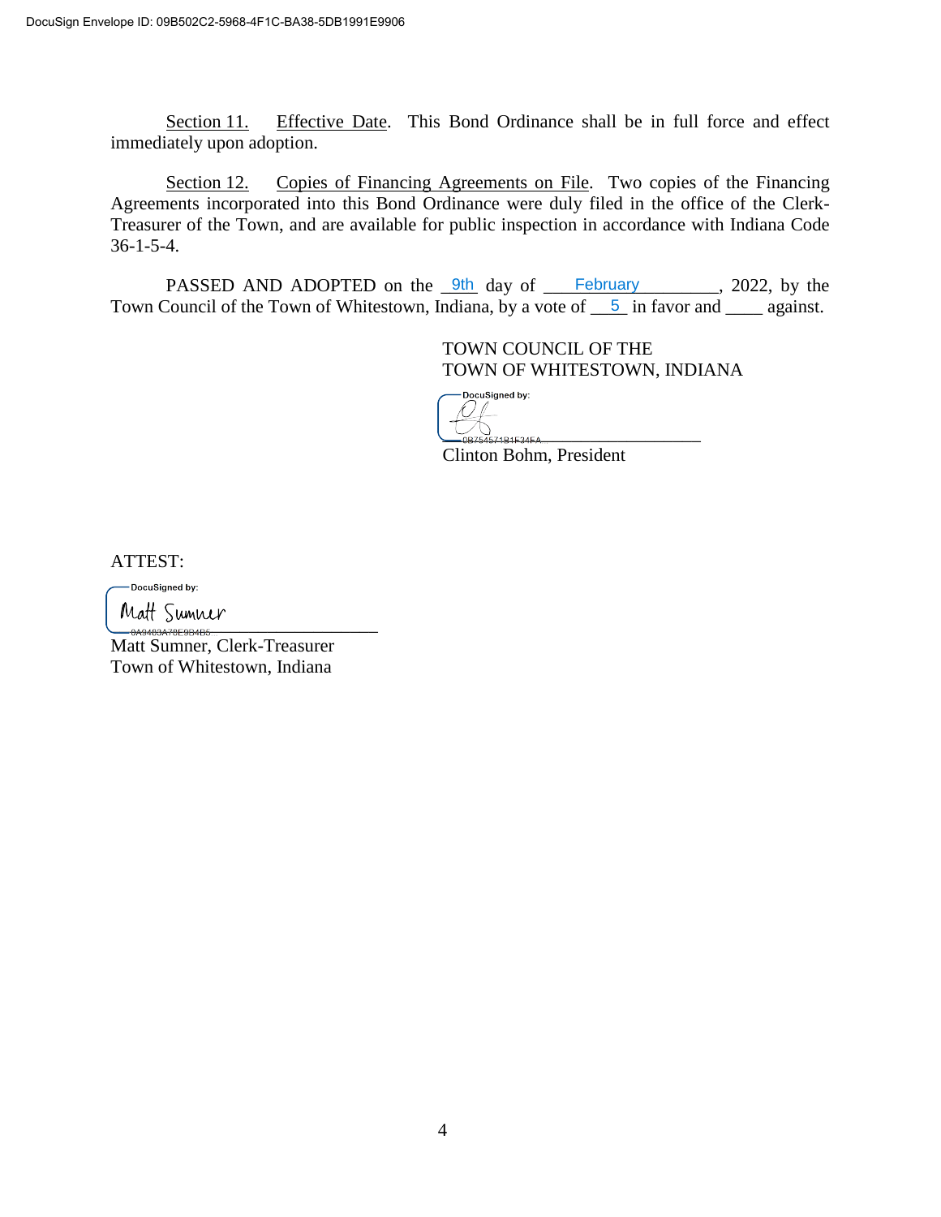DocuSign Envelope ID: 09B502C2-5968-4F1C-BA38-5DB1991E9906

Section 11. Effective Date. This Bond Ordinance shall be in full force and effect immediately upon adoption.

Section 12. Copies of Financing Agreements on File. Two copies of the Financing Agreements incorporated into this Bond Ordinance were duly filed in the office of the Clerk-Treasurer of the Town, and are available for public inspection in accordance with Indiana Code 36-1-5-4.

PASSED AND ADOPTED on the 9th day of February, 2022, by the Town Council of the Town of Whitestown, Indiana, by a vote of 5 in favor and ____ against.

TOWN COUNCIL OF THE
TOWN OF WHITESTOWN, INDIANA

DocuSigned by:

0B754571B1F34FA

Clinton Bohm, President

ATTEST:

DocuSigned by:

Matt Sumner

0A9483A78E9B4B5

Matt Sumner, Clerk-Treasurer
Town of Whitestown, Indiana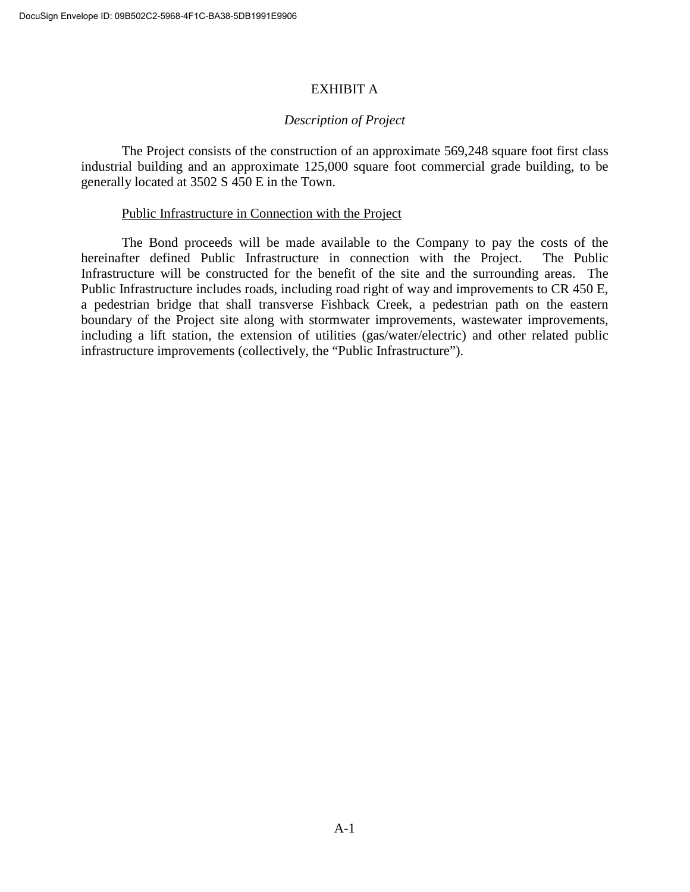# EXHIBIT A

*Description of Project*

The Project consists of the construction of an approximate 569,248 square foot first class industrial building and an approximate 125,000 square foot commercial grade building, to be generally located at 3502 S 450 E in the Town.

Public Infrastructure in Connection with the Project

The Bond proceeds will be made available to the Company to pay the costs of the hereinafter defined Public Infrastructure in connection with the Project. The Public Infrastructure will be constructed for the benefit of the site and the surrounding areas. The Public Infrastructure includes roads, including road right of way and improvements to CR 450 E, a pedestrian bridge that shall transverse Fishback Creek, a pedestrian path on the eastern boundary of the Project site along with stormwater improvements, wastewater improvements, including a lift station, the extension of utilities (gas/water/electric) and other related public infrastructure improvements (collectively, the "Public Infrastructure").